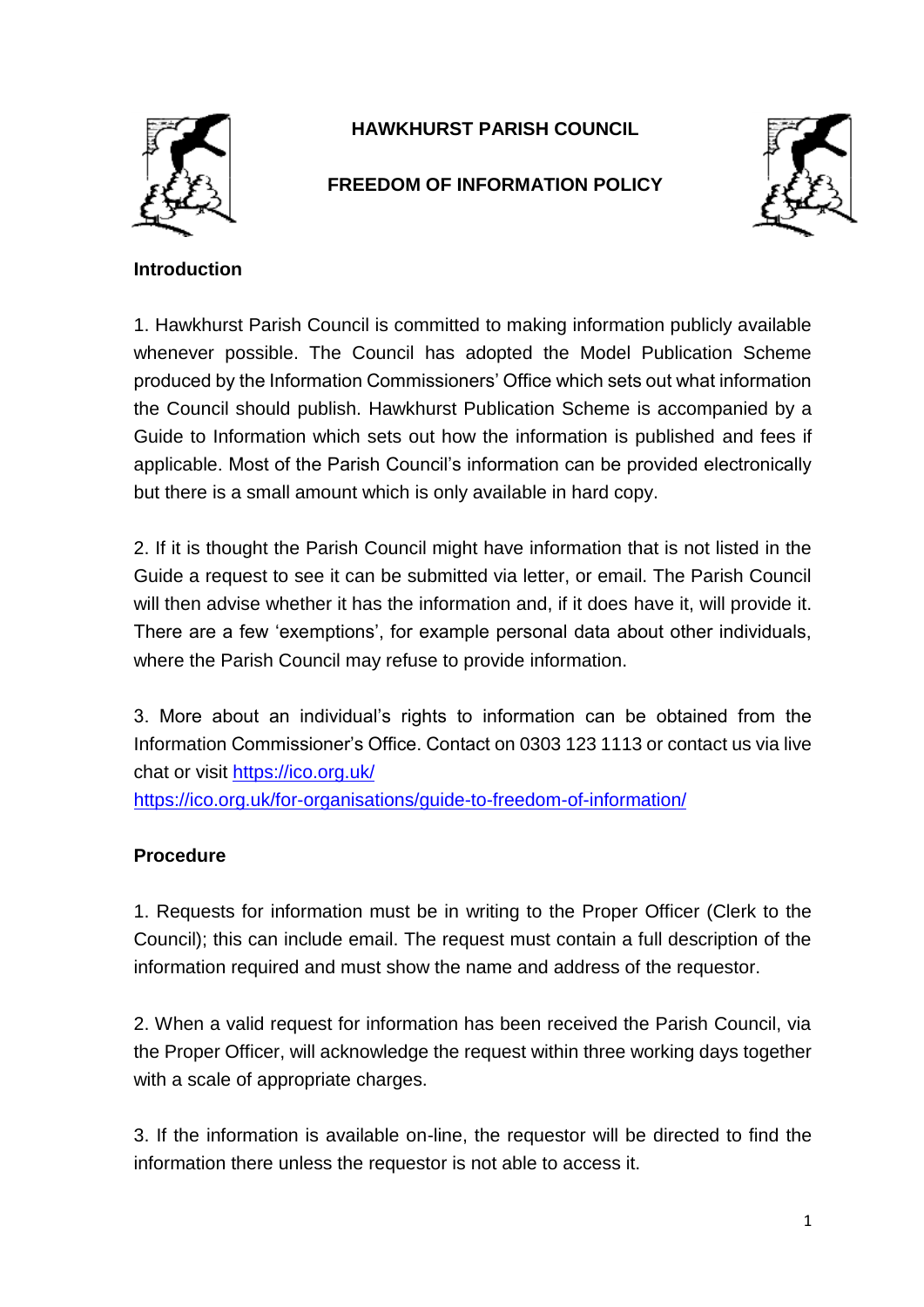# HAWKHURST PARISH COUNCIL

## FREEDOM OF INFORMATION POLICY

### Introduction

1. Hawkhurst Parish Council is committed to making information publicly available whenever possible. The Council has adopted the Model Publication Scheme produced by the Information Commissioners' Office which sets out what information the Council should publish. Hawkhurst Publication Scheme is accompanied by a Guide to Information which sets out how the information is published and fees if applicable. Most of the Parish Council's information can be provided electronically but there is a small amount which is only available in hard copy.

2. If it is thought the Parish Council might have information that is not listed in the Guide a request to see it can be submitted via letter, or email. The Parish Council will then advise whether it has the information and, if it does have it, will provide it. There are a few 'exemptions', for example personal data about other individuals, where the Parish Council may refuse to provide information.

3. More about an individual's rights to information can be obtained from the Information Commissioner's Office. Contact on 0303 123 1113 or contact us via live chat or visit https://ico.org.uk/
https://ico.org.uk/for-organisations/guide-to-freedom-of-information/

### Procedure

1. Requests for information must be in writing to the Proper Officer (Clerk to the Council); this can include email. The request must contain a full description of the information required and must show the name and address of the requestor.

2. When a valid request for information has been received the Parish Council, via the Proper Officer, will acknowledge the request within three working days together with a scale of appropriate charges.

3. If the information is available on-line, the requestor will be directed to find the information there unless the requestor is not able to access it.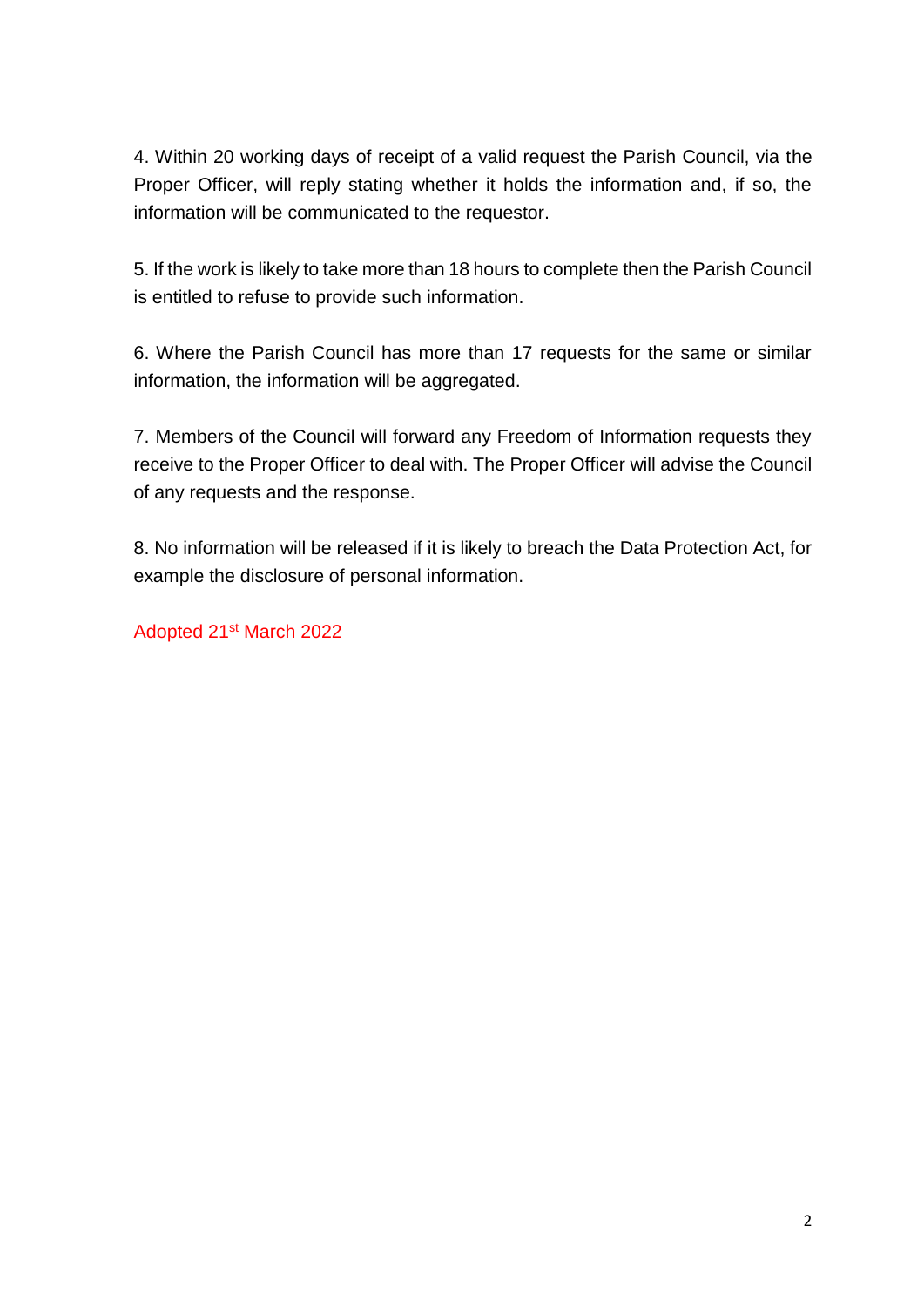4. Within 20 working days of receipt of a valid request the Parish Council, via the Proper Officer, will reply stating whether it holds the information and, if so, the information will be communicated to the requestor.

5. If the work is likely to take more than 18 hours to complete then the Parish Council is entitled to refuse to provide such information.

6. Where the Parish Council has more than 17 requests for the same or similar information, the information will be aggregated.

7. Members of the Council will forward any Freedom of Information requests they receive to the Proper Officer to deal with. The Proper Officer will advise the Council of any requests and the response.

8. No information will be released if it is likely to breach the Data Protection Act, for example the disclosure of personal information.

Adopted 21st March 2022